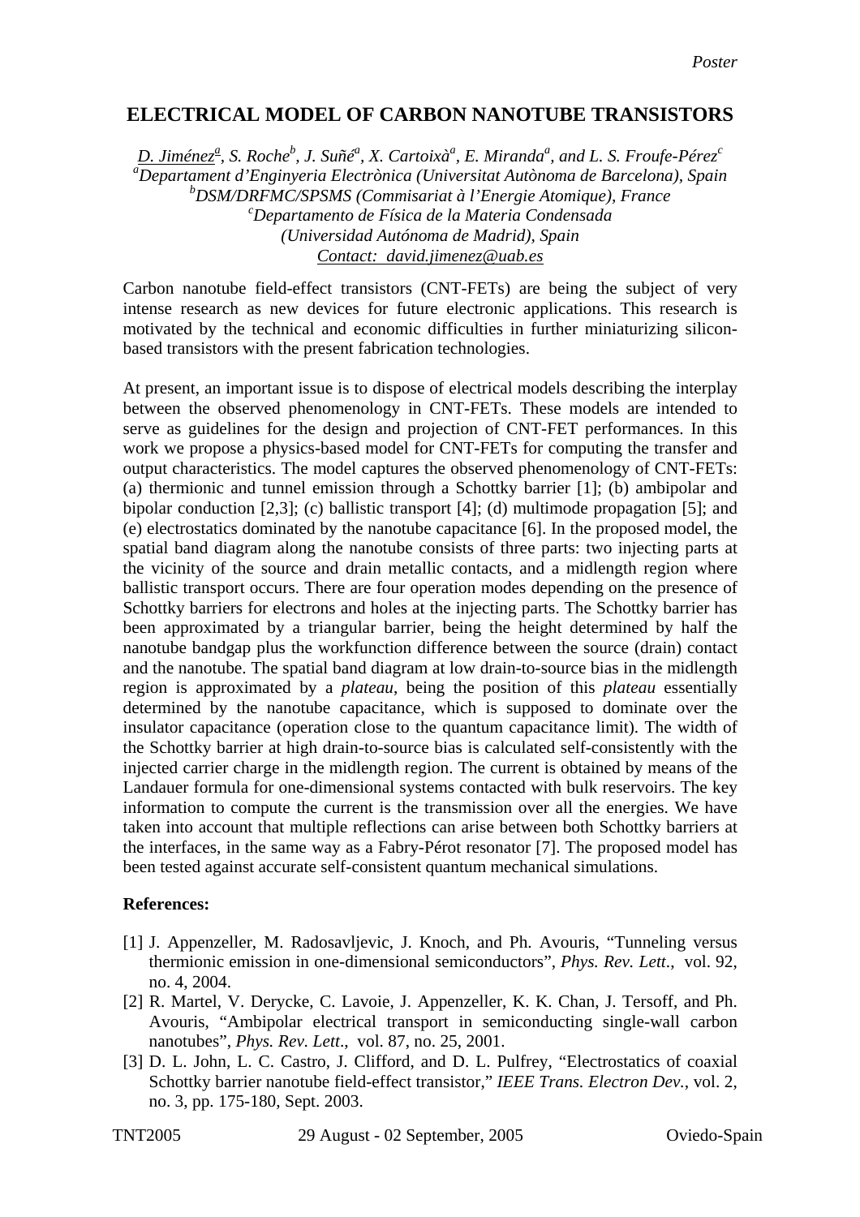Poster

# ELECTRICAL MODEL OF CARBON NANOTUBE TRANSISTORS

*D. Jiménez[a], S. Roche[b], J. Suñé[a], X. Cartoixà[a], E. Miranda[a], and L. S. Froufe-Pérez[c]*
*[a]Departament d'Enginyeria Electrònica (Universitat Autònoma de Barcelona), Spain*
*[b]DSM/DRFMC/SPSMS (Commisariat à l'Energie Atomique), France*
*[c]Departamento de Física de la Materia Condensada*
*(Universidad Autónoma de Madrid), Spain*
*Contact: david.jimenez@uab.es*

Carbon nanotube field-effect transistors (CNT-FETs) are being the subject of very intense research as new devices for future electronic applications. This research is motivated by the technical and economic difficulties in further miniaturizing silicon-based transistors with the present fabrication technologies.

At present, an important issue is to dispose of electrical models describing the interplay between the observed phenomenology in CNT-FETs. These models are intended to serve as guidelines for the design and projection of CNT-FET performances. In this work we propose a physics-based model for CNT-FETs for computing the transfer and output characteristics. The model captures the observed phenomenology of CNT-FETs: (a) thermionic and tunnel emission through a Schottky barrier [1]; (b) ambipolar and bipolar conduction [2,3]; (c) ballistic transport [4]; (d) multimode propagation [5]; and (e) electrostatics dominated by the nanotube capacitance [6]. In the proposed model, the spatial band diagram along the nanotube consists of three parts: two injecting parts at the vicinity of the source and drain metallic contacts, and a midlength region where ballistic transport occurs. There are four operation modes depending on the presence of Schottky barriers for electrons and holes at the injecting parts. The Schottky barrier has been approximated by a triangular barrier, being the height determined by half the nanotube bandgap plus the workfunction difference between the source (drain) contact and the nanotube. The spatial band diagram at low drain-to-source bias in the midlength region is approximated by a *plateau*, being the position of this *plateau* essentially determined by the nanotube capacitance, which is supposed to dominate over the insulator capacitance (operation close to the quantum capacitance limit). The width of the Schottky barrier at high drain-to-source bias is calculated self-consistently with the injected carrier charge in the midlength region. The current is obtained by means of the Landauer formula for one-dimensional systems contacted with bulk reservoirs. The key information to compute the current is the transmission over all the energies. We have taken into account that multiple reflections can arise between both Schottky barriers at the interfaces, in the same way as a Fabry-Pérot resonator [7]. The proposed model has been tested against accurate self-consistent quantum mechanical simulations.

**References:**

[1] J. Appenzeller, M. Radosavljevic, J. Knoch, and Ph. Avouris, "Tunneling versus thermionic emission in one-dimensional semiconductors", *Phys. Rev. Lett*., vol. 92, no. 4, 2004.

[2] R. Martel, V. Derycke, C. Lavoie, J. Appenzeller, K. K. Chan, J. Tersoff, and Ph. Avouris, "Ambipolar electrical transport in semiconducting single-wall carbon nanotubes", *Phys. Rev. Lett*., vol. 87, no. 25, 2001.

[3] D. L. John, L. C. Castro, J. Clifford, and D. L. Pulfrey, "Electrostatics of coaxial Schottky barrier nanotube field-effect transistor," *IEEE Trans. Electron Dev.*, vol. 2, no. 3, pp. 175-180, Sept. 2003.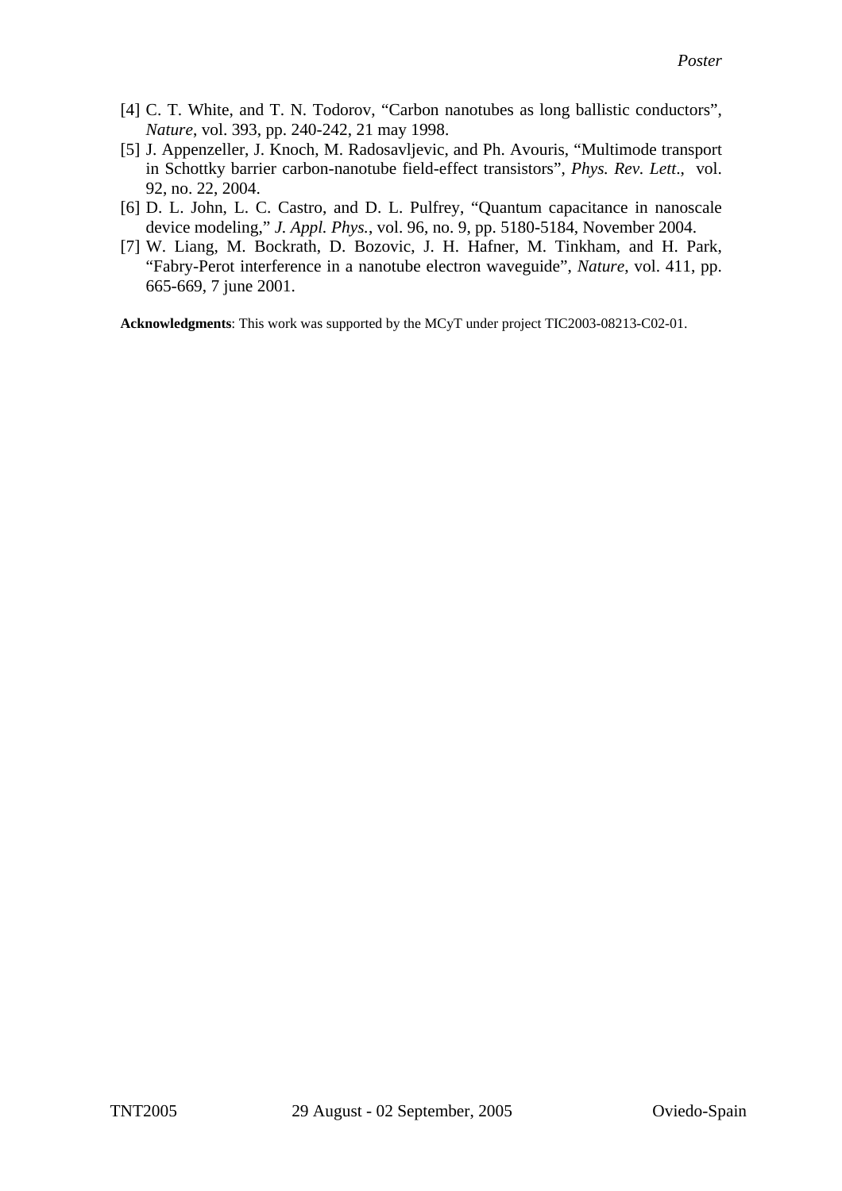[4] C. T. White, and T. N. Todorov, "Carbon nanotubes as long ballistic conductors", *Nature*, vol. 393, pp. 240-242, 21 may 1998.

[5] J. Appenzeller, J. Knoch, M. Radosavljevic, and Ph. Avouris, "Multimode transport in Schottky barrier carbon-nanotube field-effect transistors", *Phys. Rev. Lett*., vol. 92, no. 22, 2004.

[6] D. L. John, L. C. Castro, and D. L. Pulfrey, "Quantum capacitance in nanoscale device modeling," *J. Appl. Phys.*, vol. 96, no. 9, pp. 5180-5184, November 2004.

[7] W. Liang, M. Bockrath, D. Bozovic, J. H. Hafner, M. Tinkham, and H. Park, "Fabry-Perot interference in a nanotube electron waveguide", *Nature*, vol. 411, pp. 665-669, 7 june 2001.

**Acknowledgments**: This work was supported by the MCyT under project TIC2003-08213-C02-01.